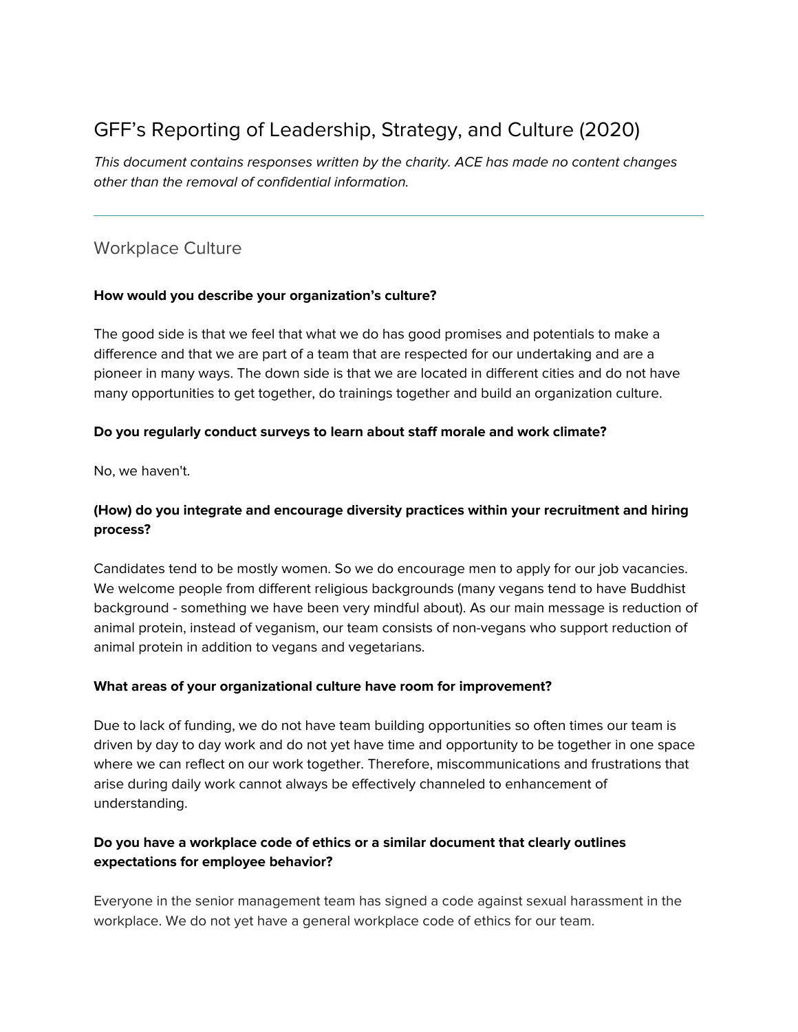# GFF's Reporting of Leadership, Strategy, and Culture (2020)

*This document contains responses written by the charity. ACE has made no content changes other than the removal of confidential information.*

---

## Workplace Culture

**How would you describe your organization's culture?**

The good side is that we feel that what we do has good promises and potentials to make a difference and that we are part of a team that are respected for our undertaking and are a pioneer in many ways. The down side is that we are located in different cities and do not have many opportunities to get together, do trainings together and build an organization culture.

**Do you regularly conduct surveys to learn about staff morale and work climate?**

No, we haven't.

**(How) do you integrate and encourage diversity practices within your recruitment and hiring process?**

Candidates tend to be mostly women. So we do encourage men to apply for our job vacancies. We welcome people from different religious backgrounds (many vegans tend to have Buddhist background - something we have been very mindful about). As our main message is reduction of animal protein, instead of veganism, our team consists of non-vegans who support reduction of animal protein in addition to vegans and vegetarians.

**What areas of your organizational culture have room for improvement?**

Due to lack of funding, we do not have team building opportunities so often times our team is driven by day to day work and do not yet have time and opportunity to be together in one space where we can reflect on our work together. Therefore, miscommunications and frustrations that arise during daily work cannot always be effectively channeled to enhancement of understanding.

**Do you have a workplace code of ethics or a similar document that clearly outlines expectations for employee behavior?**

Everyone in the senior management team has signed a code against sexual harassment in the workplace. We do not yet have a general workplace code of ethics for our team.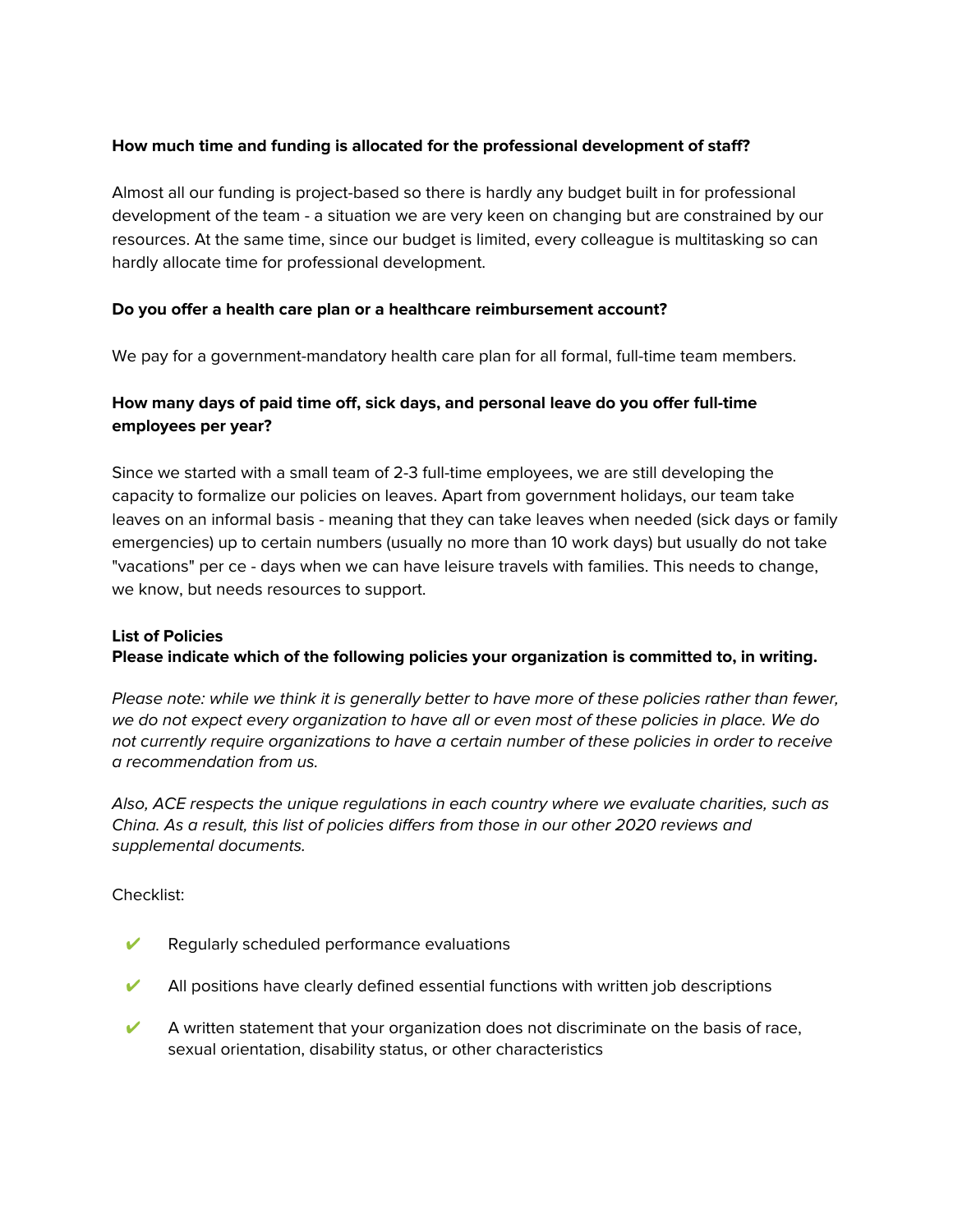**How much time and funding is allocated for the professional development of staff?**

Almost all our funding is project-based so there is hardly any budget built in for professional development of the team - a situation we are very keen on changing but are constrained by our resources. At the same time, since our budget is limited, every colleague is multitasking so can hardly allocate time for professional development.

**Do you offer a health care plan or a healthcare reimbursement account?**

We pay for a government-mandatory health care plan for all formal, full-time team members.

**How many days of paid time off, sick days, and personal leave do you offer full-time employees per year?**

Since we started with a small team of 2-3 full-time employees, we are still developing the capacity to formalize our policies on leaves. Apart from government holidays, our team take leaves on an informal basis - meaning that they can take leaves when needed (sick days or family emergencies) up to certain numbers (usually no more than 10 work days) but usually do not take "vacations" per ce - days when we can have leisure travels with families. This needs to change, we know, but needs resources to support.

**List of Policies**
**Please indicate which of the following policies your organization is committed to, in writing.**

*Please note: while we think it is generally better to have more of these policies rather than fewer, we do not expect every organization to have all or even most of these policies in place. We do not currently require organizations to have a certain number of these policies in order to receive a recommendation from us.*

*Also, ACE respects the unique regulations in each country where we evaluate charities, such as China. As a result, this list of policies differs from those in our other 2020 reviews and supplemental documents.*

Checklist:

- ✔ Regularly scheduled performance evaluations
- ✔ All positions have clearly defined essential functions with written job descriptions
- ✔ A written statement that your organization does not discriminate on the basis of race, sexual orientation, disability status, or other characteristics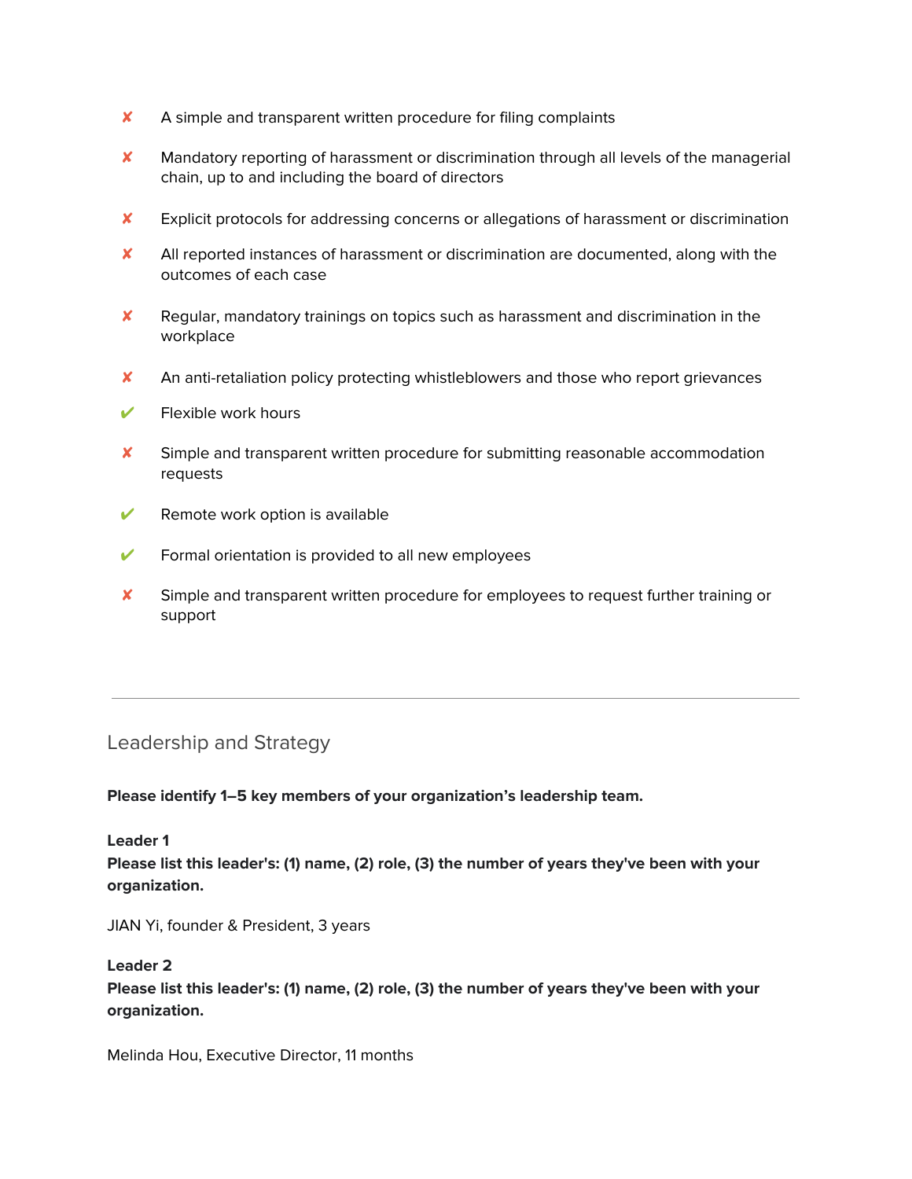- ✘ A simple and transparent written procedure for filing complaints
- ✘ Mandatory reporting of harassment or discrimination through all levels of the managerial chain, up to and including the board of directors
- ✘ Explicit protocols for addressing concerns or allegations of harassment or discrimination
- ✘ All reported instances of harassment or discrimination are documented, along with the outcomes of each case
- ✘ Regular, mandatory trainings on topics such as harassment and discrimination in the workplace
- ✘ An anti-retaliation policy protecting whistleblowers and those who report grievances
- ✔ Flexible work hours
- ✘ Simple and transparent written procedure for submitting reasonable accommodation requests
- ✔ Remote work option is available
- ✔ Formal orientation is provided to all new employees
- ✘ Simple and transparent written procedure for employees to request further training or support

---

## Leadership and Strategy

**Please identify 1–5 key members of your organization's leadership team.**

**Leader 1**
**Please list this leader's: (1) name, (2) role, (3) the number of years they've been with your organization.**

JIAN Yi, founder & President, 3 years

**Leader 2**
**Please list this leader's: (1) name, (2) role, (3) the number of years they've been with your organization.**

Melinda Hou, Executive Director, 11 months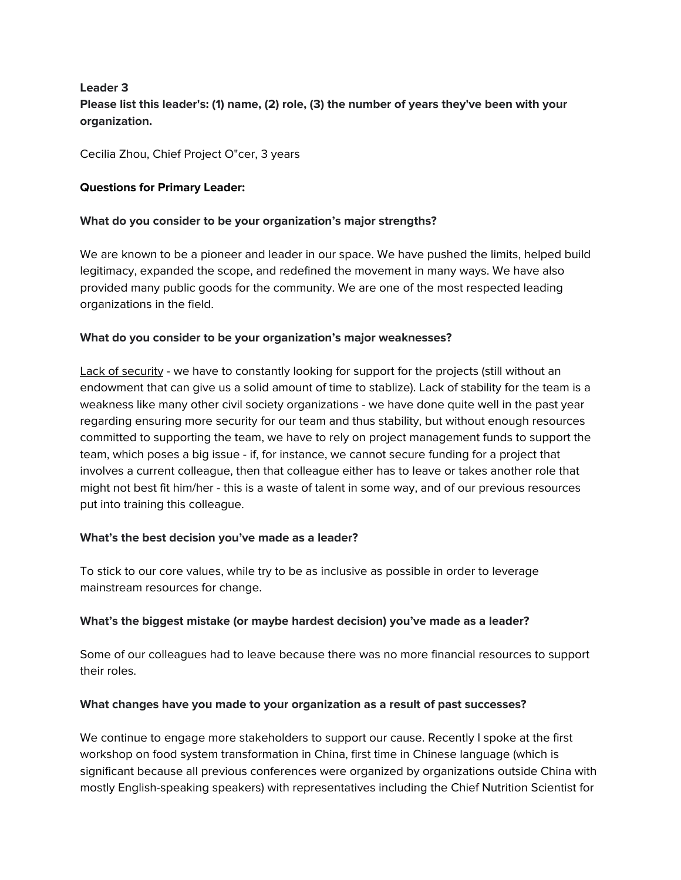**Leader 3**

**Please list this leader's: (1) name, (2) role, (3) the number of years they've been with your organization.**

Cecilia Zhou, Chief Project O"cer, 3 years

**Questions for Primary Leader:**

**What do you consider to be your organization's major strengths?**

We are known to be a pioneer and leader in our space. We have pushed the limits, helped build legitimacy, expanded the scope, and redefined the movement in many ways. We have also provided many public goods for the community. We are one of the most respected leading organizations in the field.

**What do you consider to be your organization's major weaknesses?**

<u>Lack of security</u> - we have to constantly looking for support for the projects (still without an endowment that can give us a solid amount of time to stablize). Lack of stability for the team is a weakness like many other civil society organizations - we have done quite well in the past year regarding ensuring more security for our team and thus stability, but without enough resources committed to supporting the team, we have to rely on project management funds to support the team, which poses a big issue - if, for instance, we cannot secure funding for a project that involves a current colleague, then that colleague either has to leave or takes another role that might not best fit him/her - this is a waste of talent in some way, and of our previous resources put into training this colleague.

**What's the best decision you've made as a leader?**

To stick to our core values, while try to be as inclusive as possible in order to leverage mainstream resources for change.

**What's the biggest mistake (or maybe hardest decision) you've made as a leader?**

Some of our colleagues had to leave because there was no more financial resources to support their roles.

**What changes have you made to your organization as a result of past successes?**

We continue to engage more stakeholders to support our cause. Recently I spoke at the first workshop on food system transformation in China, first time in Chinese language (which is significant because all previous conferences were organized by organizations outside China with mostly English-speaking speakers) with representatives including the Chief Nutrition Scientist for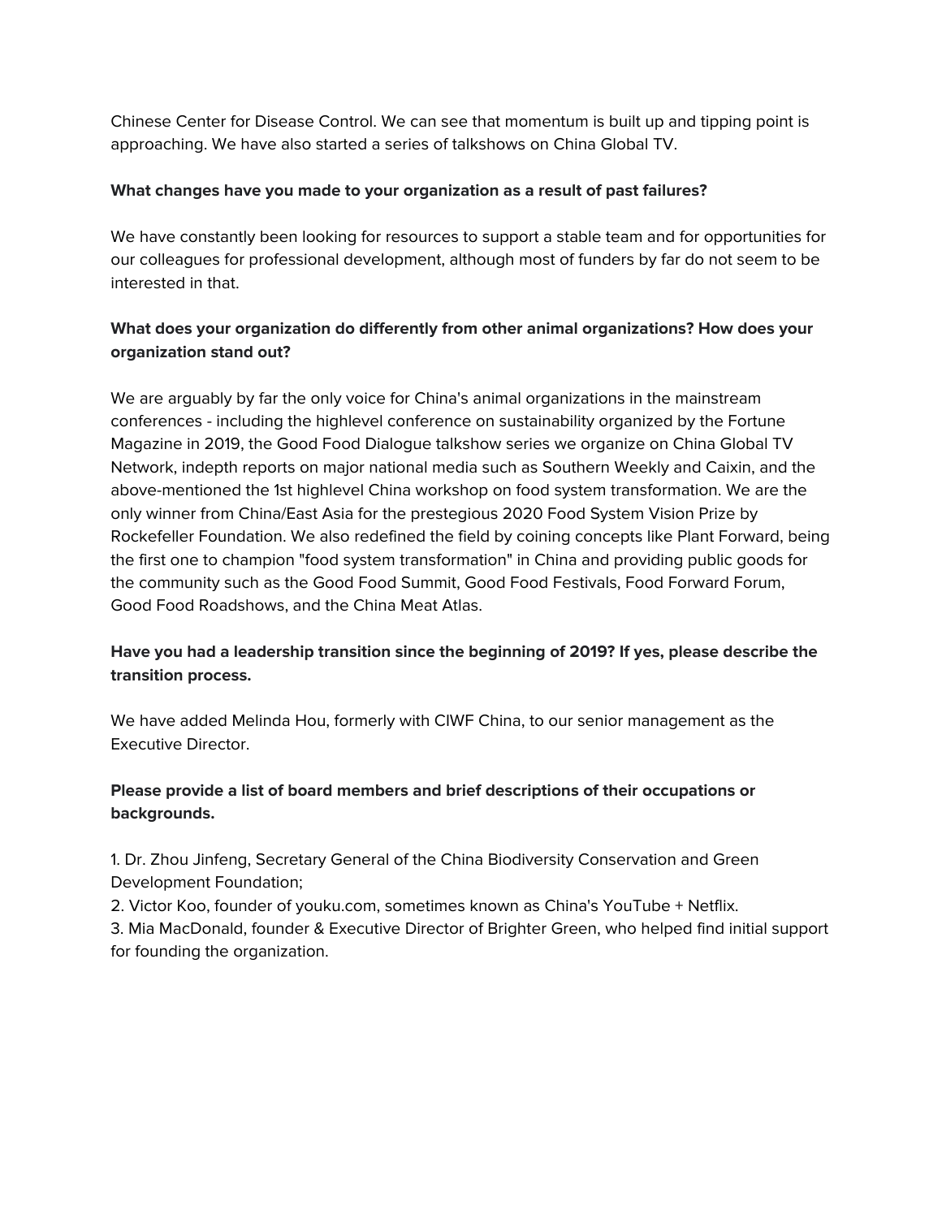Chinese Center for Disease Control. We can see that momentum is built up and tipping point is approaching. We have also started a series of talkshows on China Global TV.

**What changes have you made to your organization as a result of past failures?**

We have constantly been looking for resources to support a stable team and for opportunities for our colleagues for professional development, although most of funders by far do not seem to be interested in that.

**What does your organization do differently from other animal organizations? How does your organization stand out?**

We are arguably by far the only voice for China's animal organizations in the mainstream conferences - including the highlevel conference on sustainability organized by the Fortune Magazine in 2019, the Good Food Dialogue talkshow series we organize on China Global TV Network, indepth reports on major national media such as Southern Weekly and Caixin, and the above-mentioned the 1st highlevel China workshop on food system transformation. We are the only winner from China/East Asia for the prestegious 2020 Food System Vision Prize by Rockefeller Foundation. We also redefined the field by coining concepts like Plant Forward, being the first one to champion "food system transformation" in China and providing public goods for the community such as the Good Food Summit, Good Food Festivals, Food Forward Forum, Good Food Roadshows, and the China Meat Atlas.

**Have you had a leadership transition since the beginning of 2019? If yes, please describe the transition process.**

We have added Melinda Hou, formerly with CIWF China, to our senior management as the Executive Director.

**Please provide a list of board members and brief descriptions of their occupations or backgrounds.**

1. Dr. Zhou Jinfeng, Secretary General of the China Biodiversity Conservation and Green Development Foundation;
2. Victor Koo, founder of youku.com, sometimes known as China's YouTube + Netflix.
3. Mia MacDonald, founder & Executive Director of Brighter Green, who helped find initial support for founding the organization.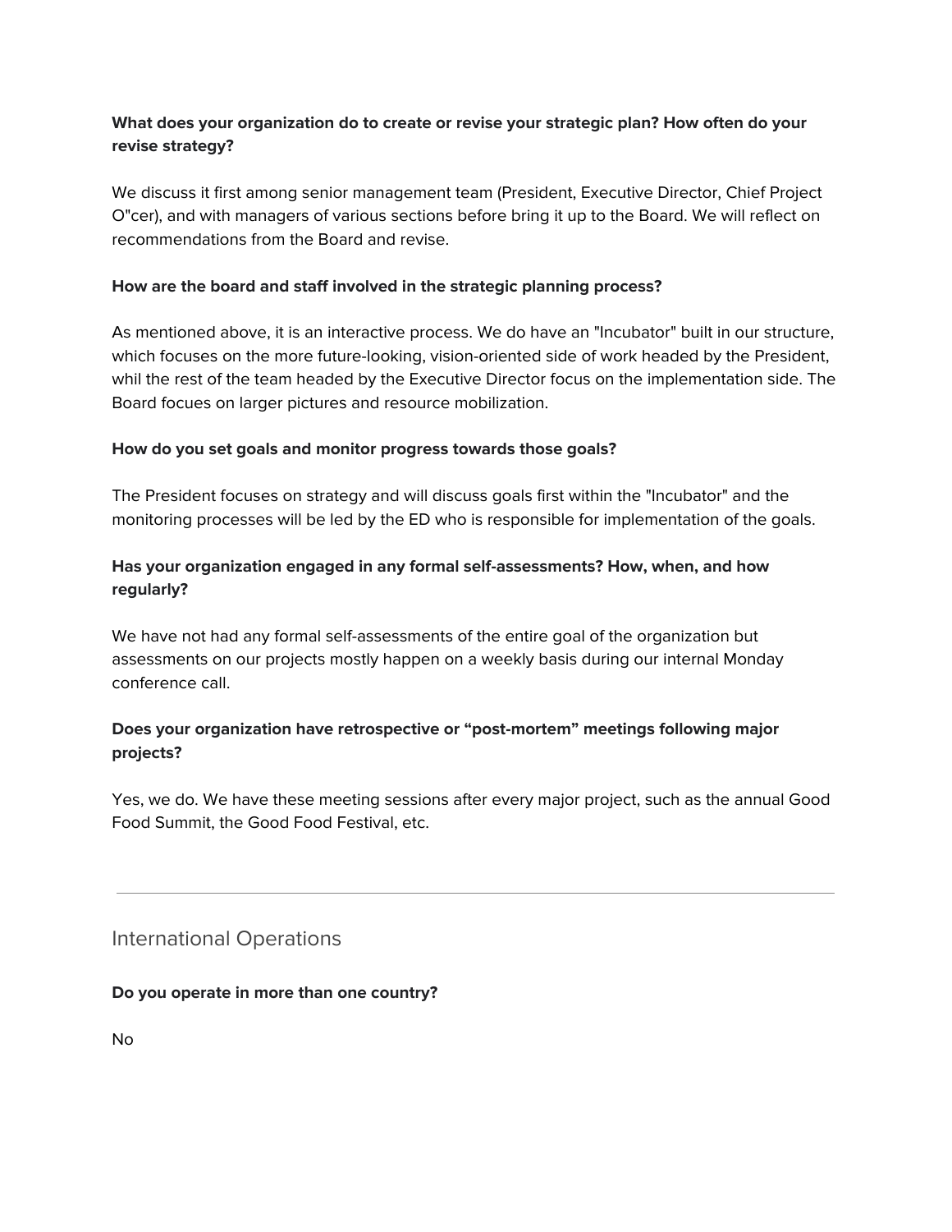**What does your organization do to create or revise your strategic plan? How often do your revise strategy?**

We discuss it first among senior management team (President, Executive Director, Chief Project O"cer), and with managers of various sections before bring it up to the Board. We will reflect on recommendations from the Board and revise.

**How are the board and staff involved in the strategic planning process?**

As mentioned above, it is an interactive process. We do have an "Incubator" built in our structure, which focuses on the more future-looking, vision-oriented side of work headed by the President, whil the rest of the team headed by the Executive Director focus on the implementation side. The Board focues on larger pictures and resource mobilization.

**How do you set goals and monitor progress towards those goals?**

The President focuses on strategy and will discuss goals first within the "Incubator" and the monitoring processes will be led by the ED who is responsible for implementation of the goals.

**Has your organization engaged in any formal self-assessments? How, when, and how regularly?**

We have not had any formal self-assessments of the entire goal of the organization but assessments on our projects mostly happen on a weekly basis during our internal Monday conference call.

**Does your organization have retrospective or "post-mortem" meetings following major projects?**

Yes, we do. We have these meeting sessions after every major project, such as the annual Good Food Summit, the Good Food Festival, etc.

---

## International Operations

**Do you operate in more than one country?**

No